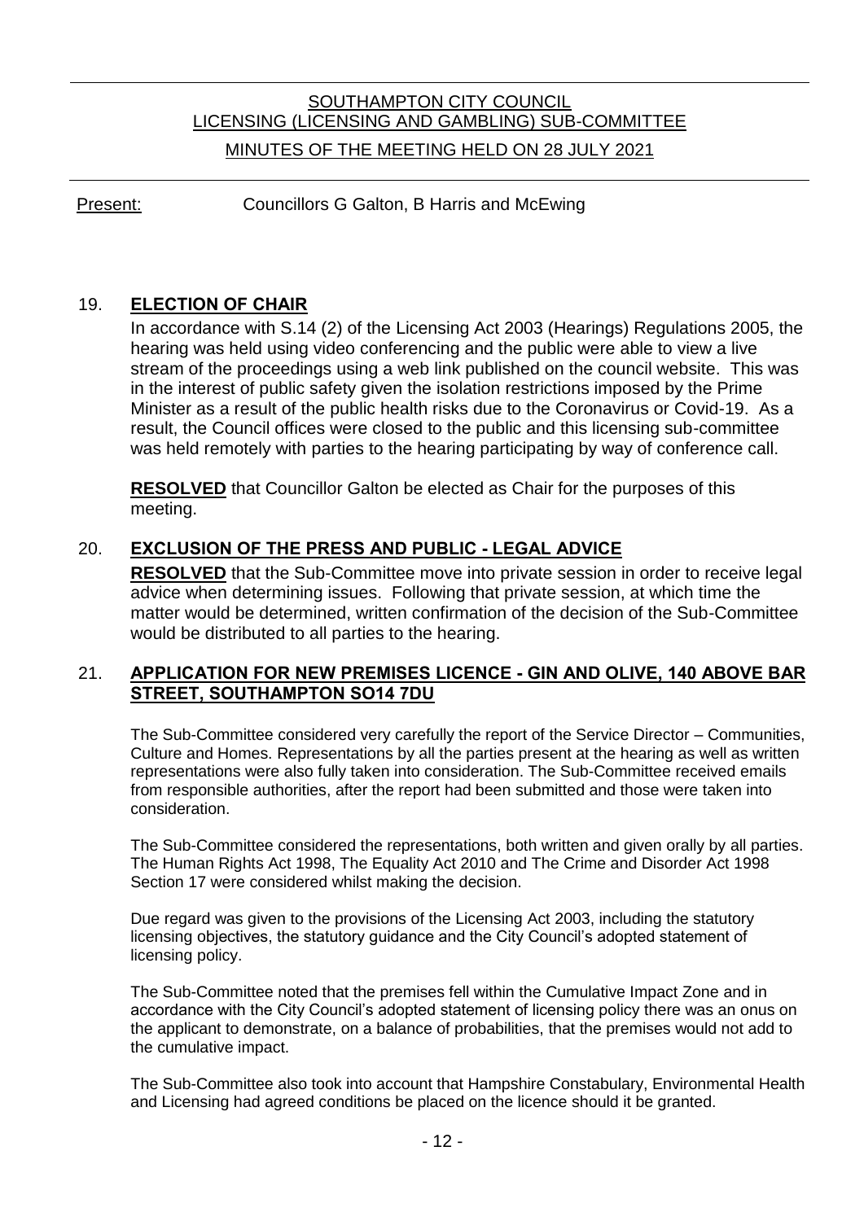# SOUTHAMPTON CITY COUNCIL
## LICENSING (LICENSING AND GAMBLING) SUB-COMMITTEE
### MINUTES OF THE MEETING HELD ON 28 JULY 2021

Present: Councillors G Galton, B Harris and McEwing

## 19. **ELECTION OF CHAIR**

In accordance with S.14 (2) of the Licensing Act 2003 (Hearings) Regulations 2005, the hearing was held using video conferencing and the public were able to view a live stream of the proceedings using a web link published on the council website. This was in the interest of public safety given the isolation restrictions imposed by the Prime Minister as a result of the public health risks due to the Coronavirus or Covid-19. As a result, the Council offices were closed to the public and this licensing sub-committee was held remotely with parties to the hearing participating by way of conference call.

**RESOLVED** that Councillor Galton be elected as Chair for the purposes of this meeting.

## 20. **EXCLUSION OF THE PRESS AND PUBLIC - LEGAL ADVICE**

**RESOLVED** that the Sub-Committee move into private session in order to receive legal advice when determining issues. Following that private session, at which time the matter would be determined, written confirmation of the decision of the Sub-Committee would be distributed to all parties to the hearing.

## 21. **APPLICATION FOR NEW PREMISES LICENCE - GIN AND OLIVE, 140 ABOVE BAR STREET, SOUTHAMPTON SO14 7DU**

The Sub-Committee considered very carefully the report of the Service Director – Communities, Culture and Homes. Representations by all the parties present at the hearing as well as written representations were also fully taken into consideration. The Sub-Committee received emails from responsible authorities, after the report had been submitted and those were taken into consideration.

The Sub-Committee considered the representations, both written and given orally by all parties. The Human Rights Act 1998, The Equality Act 2010 and The Crime and Disorder Act 1998 Section 17 were considered whilst making the decision.

Due regard was given to the provisions of the Licensing Act 2003, including the statutory licensing objectives, the statutory guidance and the City Council's adopted statement of licensing policy.

The Sub-Committee noted that the premises fell within the Cumulative Impact Zone and in accordance with the City Council's adopted statement of licensing policy there was an onus on the applicant to demonstrate, on a balance of probabilities, that the premises would not add to the cumulative impact.

The Sub-Committee also took into account that Hampshire Constabulary, Environmental Health and Licensing had agreed conditions be placed on the licence should it be granted.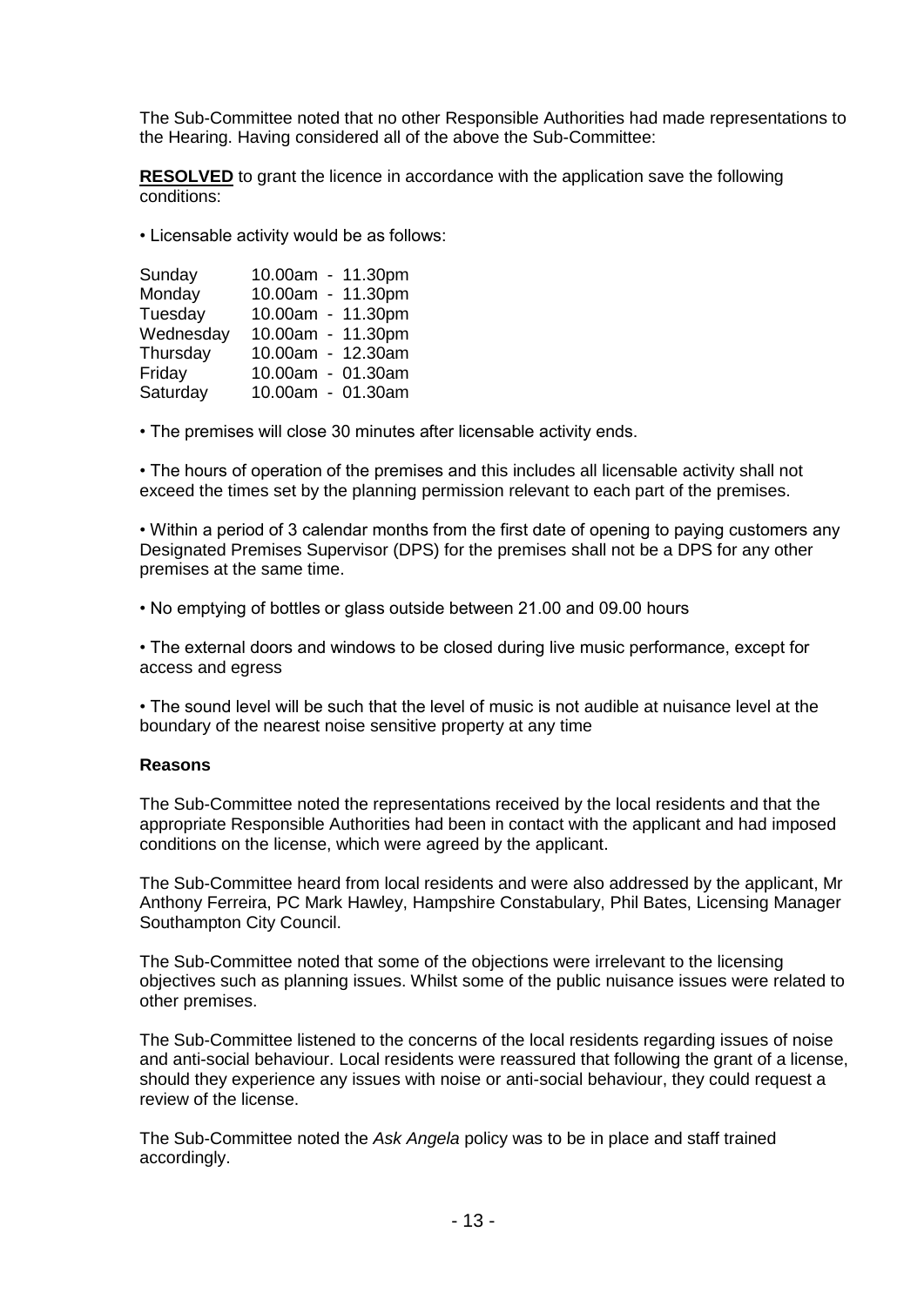The Sub-Committee noted that no other Responsible Authorities had made representations to the Hearing. Having considered all of the above the Sub-Committee:

**RESOLVED** to grant the licence in accordance with the application save the following conditions:

- Licensable activity would be as follows:

| | |
|---|---|
| Sunday | 10.00am - 11.30pm |
| Monday | 10.00am - 11.30pm |
| Tuesday | 10.00am - 11.30pm |
| Wednesday | 10.00am - 11.30pm |
| Thursday | 10.00am - 12.30am |
| Friday | 10.00am - 01.30am |
| Saturday | 10.00am - 01.30am |

- The premises will close 30 minutes after licensable activity ends.

- The hours of operation of the premises and this includes all licensable activity shall not exceed the times set by the planning permission relevant to each part of the premises.

- Within a period of 3 calendar months from the first date of opening to paying customers any Designated Premises Supervisor (DPS) for the premises shall not be a DPS for any other premises at the same time.

- No emptying of bottles or glass outside between 21.00 and 09.00 hours

- The external doors and windows to be closed during live music performance, except for access and egress

- The sound level will be such that the level of music is not audible at nuisance level at the boundary of the nearest noise sensitive property at any time

**Reasons**

The Sub-Committee noted the representations received by the local residents and that the appropriate Responsible Authorities had been in contact with the applicant and had imposed conditions on the license, which were agreed by the applicant.

The Sub-Committee heard from local residents and were also addressed by the applicant, Mr Anthony Ferreira, PC Mark Hawley, Hampshire Constabulary, Phil Bates, Licensing Manager Southampton City Council.

The Sub-Committee noted that some of the objections were irrelevant to the licensing objectives such as planning issues. Whilst some of the public nuisance issues were related to other premises.

The Sub-Committee listened to the concerns of the local residents regarding issues of noise and anti-social behaviour. Local residents were reassured that following the grant of a license, should they experience any issues with noise or anti-social behaviour, they could request a review of the license.

The Sub-Committee noted the *Ask Angela* policy was to be in place and staff trained accordingly.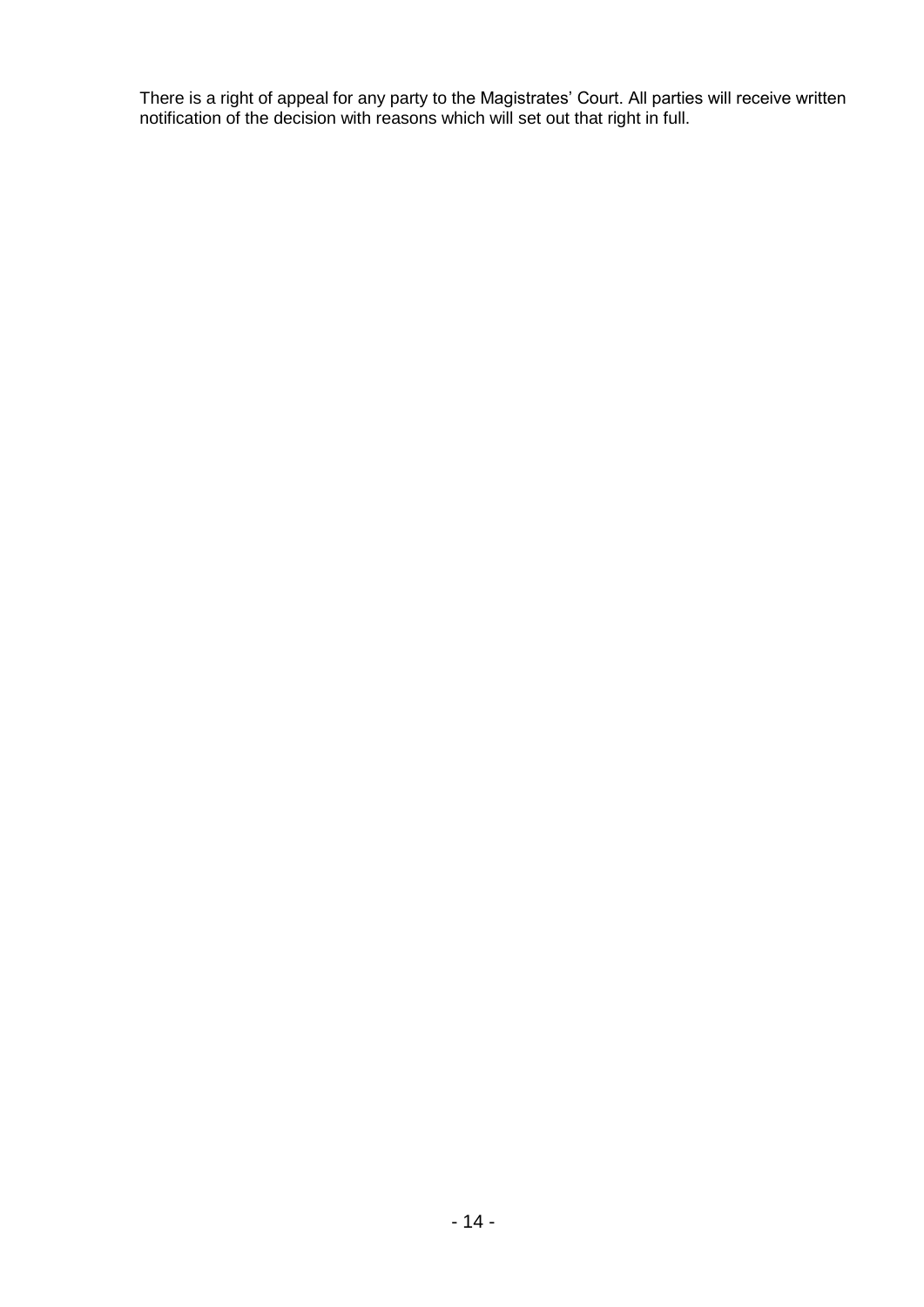There is a right of appeal for any party to the Magistrates' Court. All parties will receive written notification of the decision with reasons which will set out that right in full.